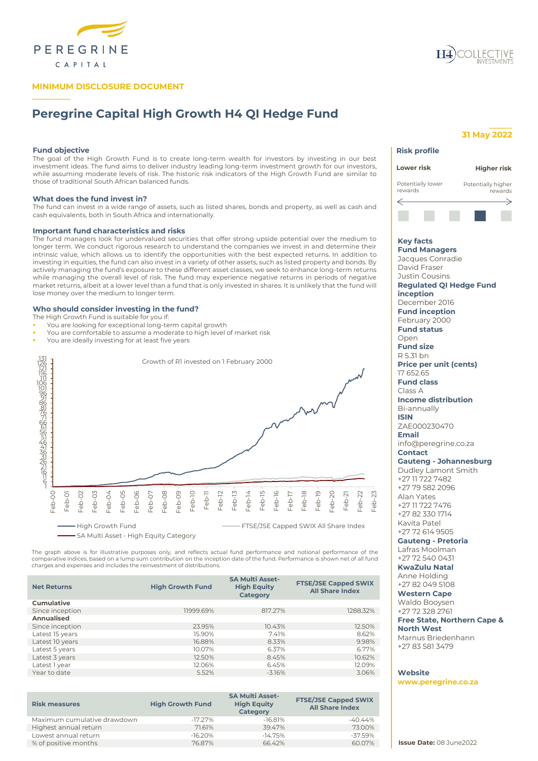PEREGRINE CAPITAL

H4 COLLECTIVE INVESTMENTS

**MINIMUM DISCLOSURE DOCUMENT**

# Peregrine Capital High Growth H4 QI Hedge Fund

**31 May 2022**

### Fund objective

The goal of the High Growth Fund is to create long-term wealth for investors by investing in our best investment ideas. The fund aims to deliver industry leading long-term investment growth for our investors, while assuming moderate levels of risk. The historic risk indicators of the High Growth Fund are similar to those of traditional South African balanced funds.

### What does the fund invest in?

The fund can invest in a wide range of assets, such as listed shares, bonds and property, as well as cash and cash equivalents, both in South Africa and internationally.

### Important fund characteristics and risks

The fund managers look for undervalued securities that offer strong upside potential over the medium to longer term. We conduct rigorous research to understand the companies we invest in and determine their intrinsic value, which allows us to identify the opportunities with the best expected returns. In addition to investing in equities, the fund can also invest in a variety of other assets, such as listed property and bonds. By actively managing the fund's exposure to these different asset classes, we seek to enhance long-term returns while managing the overall level of risk. The fund may experience negative returns in periods of negative market returns, albeit at a lower level than a fund that is only invested in shares. It is unlikely that the fund will lose money over the medium to longer term.

### Who should consider investing in the fund?

The High Growth Fund is suitable for you if:

- You are looking for exceptional long-term capital growth
- You are comfortable to assume a moderate to high level of market risk
- You are ideally investing for at least five years

Growth of R1 invested on 1 February 2000

High Growth Fund — FTSE/JSE Capped SWIX All Share Index — SA Multi Asset - High Equity Category

The graph above is for illustrative purposes only, and reflects actual fund performance and notional performance of the comparative indices, based on a lump sum contribution on the inception date of the fund. Performance is shown net of all fund charges and expenses and includes the reinvestment of distributions.

| Net Returns | High Growth Fund | SA Multi Asset-High Equity Category | FTSE/JSE Capped SWIX All Share Index |
|---|---|---|---|
| **Cumulative** | | | |
| Since inception | 11999.69% | 817.27% | 1288.32% |
| **Annualised** | | | |
| Since inception | 23.95% | 10.43% | 12.50% |
| Latest 15 years | 15.90% | 7.41% | 8.62% |
| Latest 10 years | 16.88% | 8.33% | 9.98% |
| Latest 5 years | 10.07% | 6.37% | 6.77% |
| Latest 3 years | 12.50% | 8.45% | 10.62% |
| Latest 1 year | 12.06% | 6.45% | 12.09% |
| Year to date | 5.52% | -3.16% | 3.06% |

| Risk measures | High Growth Fund | SA Multi Asset-High Equity Category | FTSE/JSE Capped SWIX All Share Index |
|---|---|---|---|
| Maximum cumulative drawdown | -17.27% | -16.81% | -40.44% |
| Highest annual return | 71.61% | 39.47% | 73.00% |
| Lowest annual return | -16.20% | -14.75% | -37.59% |
| % of positive months | 76.87% | 66.42% | 60.07% |

### Risk profile

Lower risk — Higher risk

Potentially lower rewards — Potentially higher rewards

### Key facts

**Fund Managers**
Jacques Conradie
David Fraser
Justin Cousins

**Regulated QI Hedge Fund inception**
December 2016

**Fund inception**
February 2000

**Fund status**
Open

**Fund size**
R 5.31 bn

**Price per unit (cents)**
17 652.65

**Fund class**
Class A

**Income distribution**
Bi-annually

**ISIN**
ZAE000230470

**Email**
info@peregrine.co.za

**Contact**

**Gauteng - Johannesburg**
Dudley Lamont Smith
+27 11 722 7482
+27 79 582 2096
Alan Yates
+27 11 722 7476
+27 82 330 1714
Kavita Patel
+27 72 614 9505

**Gauteng - Pretoria**
Lafras Moolman
+27 72 540 0431

**KwaZulu Natal**
Anne Holding
+27 82 049 5108

**Western Cape**
Waldo Booysen
+27 72 328 2761

**Free State, Northern Cape & North West**
Marnus Briedenhann
+27 83 581 3479

**Website**
www.peregrine.co.za

**Issue Date:** 08 June2022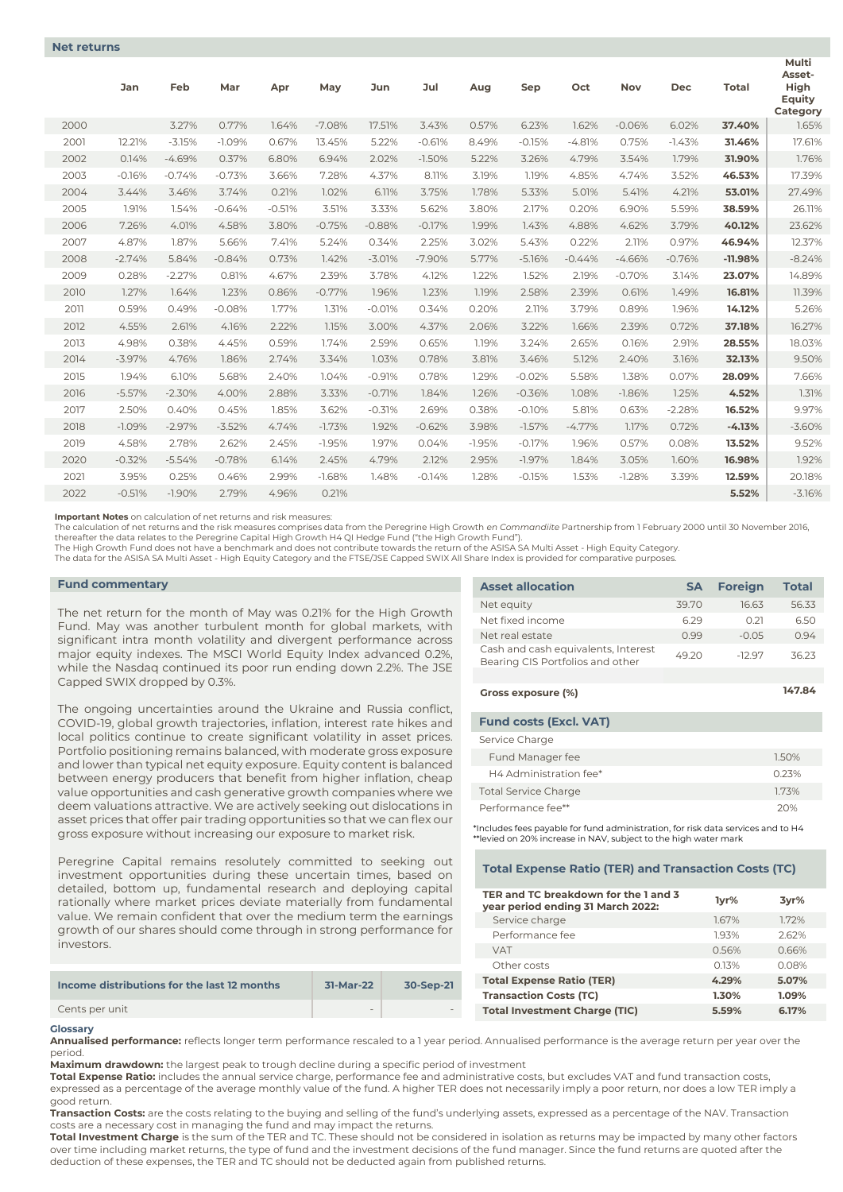## Net returns

| | Jan | Feb | Mar | Apr | May | Jun | Jul | Aug | Sep | Oct | Nov | Dec | Total | Multi Asset-High Equity Category |
|---|---|---|---|---|---|---|---|---|---|---|---|---|---|---|
| 2000 | | 3.27% | 0.77% | 1.64% | -7.08% | 17.51% | 3.43% | 0.57% | 6.23% | 1.62% | -0.06% | 6.02% | **37.40%** | 1.65% |
| 2001 | 12.21% | -3.15% | -1.09% | 0.67% | 13.45% | 5.22% | -0.61% | 8.49% | -0.15% | -4.81% | 0.75% | -1.43% | **31.46%** | 17.61% |
| 2002 | 0.14% | -4.69% | 0.37% | 6.80% | 6.94% | 2.02% | -1.50% | 5.22% | 3.26% | 4.79% | 3.54% | 1.79% | **31.90%** | 1.76% |
| 2003 | -0.16% | -0.74% | -0.73% | 3.66% | 7.28% | 4.37% | 8.11% | 3.19% | 1.19% | 4.85% | 4.74% | 3.52% | **46.53%** | 17.39% |
| 2004 | 3.44% | 3.46% | 3.74% | 0.21% | 1.02% | 6.11% | 3.75% | 1.78% | 5.33% | 5.01% | 5.41% | 4.21% | **53.01%** | 27.49% |
| 2005 | 1.91% | 1.54% | -0.64% | -0.51% | 3.51% | 3.33% | 5.62% | 3.80% | 2.17% | 0.20% | 6.90% | 5.59% | **38.59%** | 26.11% |
| 2006 | 7.26% | 4.01% | 4.58% | 3.80% | -0.75% | -0.88% | -0.17% | 1.99% | 1.43% | 4.88% | 4.62% | 3.79% | **40.12%** | 23.62% |
| 2007 | 4.87% | 1.87% | 5.66% | 7.41% | 5.24% | 0.34% | 2.25% | 3.02% | 5.43% | 0.22% | 2.11% | 0.97% | **46.94%** | 12.37% |
| 2008 | -2.74% | 5.84% | -0.84% | 0.73% | 1.42% | -3.01% | -7.90% | 5.77% | -5.16% | -0.44% | -4.66% | -0.76% | **-11.98%** | -8.24% |
| 2009 | 0.28% | -2.27% | 0.81% | 4.67% | 2.39% | 3.78% | 4.12% | 1.22% | 1.52% | 2.19% | -0.70% | 3.14% | **23.07%** | 14.89% |
| 2010 | 1.27% | 1.64% | 1.23% | 0.86% | -0.77% | 1.96% | 1.23% | 1.19% | 2.58% | 2.39% | 0.61% | 1.49% | **16.81%** | 11.39% |
| 2011 | 0.59% | 0.49% | -0.08% | 1.77% | 1.31% | -0.01% | 0.34% | 0.20% | 2.11% | 3.79% | 0.89% | 1.96% | **14.12%** | 5.26% |
| 2012 | 4.55% | 2.61% | 4.16% | 2.22% | 1.15% | 3.00% | 4.37% | 2.06% | 3.22% | 1.66% | 2.39% | 0.72% | **37.18%** | 16.27% |
| 2013 | 4.98% | 0.38% | 4.45% | 0.59% | 1.74% | 2.59% | 0.65% | 1.19% | 3.24% | 2.65% | 0.16% | 2.91% | **28.55%** | 18.03% |
| 2014 | -3.97% | 4.76% | 1.86% | 2.74% | 3.34% | 1.03% | 0.78% | 3.81% | 3.46% | 5.12% | 2.40% | 3.16% | **32.13%** | 9.50% |
| 2015 | 1.94% | 6.10% | 5.68% | 2.40% | 1.04% | -0.91% | 0.78% | 1.29% | -0.02% | 5.58% | 1.38% | 0.07% | **28.09%** | 7.66% |
| 2016 | -5.57% | -2.30% | 4.00% | 2.88% | 3.33% | -0.71% | 1.84% | 1.26% | -0.36% | 1.08% | -1.86% | 1.25% | **4.52%** | 1.31% |
| 2017 | 2.50% | 0.40% | 0.45% | 1.85% | 3.62% | -0.31% | 2.69% | 0.38% | -0.10% | 5.81% | 0.63% | -2.28% | **16.52%** | 9.97% |
| 2018 | -1.09% | -2.97% | -3.52% | 4.74% | -1.73% | 1.92% | -0.62% | 3.98% | -1.57% | -4.77% | 1.17% | 0.72% | **-4.13%** | -3.60% |
| 2019 | 4.58% | 2.78% | 2.62% | 2.45% | -1.95% | 1.97% | 0.04% | -1.95% | -0.17% | 1.96% | 0.57% | 0.08% | **13.52%** | 9.52% |
| 2020 | -0.32% | -5.54% | -0.78% | 6.14% | 2.45% | 4.79% | 2.12% | 2.95% | -1.97% | 1.84% | 3.05% | 1.60% | **16.98%** | 1.92% |
| 2021 | 3.95% | 0.25% | 0.46% | 2.99% | -1.68% | 1.48% | -0.14% | 1.28% | -0.15% | 1.53% | -1.28% | 3.39% | **12.59%** | 20.18% |
| 2022 | -0.51% | -1.90% | 2.79% | 4.96% | 0.21% | | | | | | | | **5.52%** | -3.16% |

**Important Notes** on calculation of net returns and risk measures:
The calculation of net returns and the risk measures comprises data from the Peregrine High Growth *en Commandiite* Partnership from 1 February 2000 until 30 November 2016, thereafter the data relates to the Peregrine Capital High Growth H4 QI Hedge Fund ("the High Growth Fund").
The High Growth Fund does not have a benchmark and does not contribute towards the return of the ASISA SA Multi Asset - High Equity Category.
The data for the ASISA SA Multi Asset - High Equity Category and the FTSE/JSE Capped SWIX All Share Index is provided for comparative purposes.

### Fund commentary

The net return for the month of May was 0.21% for the High Growth Fund. May was another turbulent month for global markets, with significant intra month volatility and divergent performance across major equity indexes. The MSCI World Equity Index advanced 0.2%, while the Nasdaq continued its poor run ending down 2.2%. The JSE Capped SWIX dropped by 0.3%.

The ongoing uncertainties around the Ukraine and Russia conflict, COVID-19, global growth trajectories, inflation, interest rate hikes and local politics continue to create significant volatility in asset prices. Portfolio positioning remains balanced, with moderate gross exposure and lower than typical net equity exposure. Equity content is balanced between energy producers that benefit from higher inflation, cheap value opportunities and cash generative growth companies where we deem valuations attractive. We are actively seeking out dislocations in asset prices that offer pair trading opportunities so that we can flex our gross exposure without increasing our exposure to market risk.

Peregrine Capital remains resolutely committed to seeking out investment opportunities during these uncertain times, based on detailed, bottom up, fundamental research and deploying capital rationally where market prices deviate materially from fundamental value. We remain confident that over the medium term the earnings growth of our shares should come through in strong performance for investors.

| Income distributions for the last 12 months | 31-Mar-22 | 30-Sep-21 |
|---|---|---|
| Cents per unit | - | - |

| Asset allocation | SA | Foreign | Total |
|---|---|---|---|
| Net equity | 39.70 | 16.63 | 56.33 |
| Net fixed income | 6.29 | 0.21 | 6.50 |
| Net real estate | 0.99 | -0.05 | 0.94 |
| Cash and cash equivalents, Interest Bearing CIS Portfolios and other | 49.20 | -12.97 | 36.23 |
| | | | |
| **Gross exposure (%)** | | | **147.84** |

| Fund costs (Excl. VAT) | |
|---|---|
| Service Charge | |
| Fund Manager fee | 1.50% |
| H4 Administration fee* | 0.23% |
| Total Service Charge | 1.73% |
| Performance fee** | 20% |

*Includes fees payable for fund administration, for risk data services and to H4
**levied on 20% increase in NAV, subject to the high water mark

### Total Expense Ratio (TER) and Transaction Costs (TC)

| TER and TC breakdown for the 1 and 3 year period ending 31 March 2022: | 1yr% | 3yr% |
|---|---|---|
| Service charge | 1.67% | 1.72% |
| Performance fee | 1.93% | 2.62% |
| VAT | 0.56% | 0.66% |
| Other costs | 0.13% | 0.08% |
| **Total Expense Ratio (TER)** | **4.29%** | **5.07%** |
| **Transaction Costs (TC)** | **1.30%** | **1.09%** |
| **Total Investment Charge (TIC)** | **5.59%** | **6.17%** |

### Glossary

**Annualised performance:** reflects longer term performance rescaled to a 1 year period. Annualised performance is the average return per year over the period.
**Maximum drawdown:** the largest peak to trough decline during a specific period of investment
**Total Expense Ratio:** includes the annual service charge, performance fee and administrative costs, but excludes VAT and fund transaction costs, expressed as a percentage of the average monthly value of the fund. A higher TER does not necessarily imply a poor return, nor does a low TER imply a good return.
**Transaction Costs:** are the costs relating to the buying and selling of the fund's underlying assets, expressed as a percentage of the NAV. Transaction costs are a necessary cost in managing the fund and may impact the returns.
**Total Investment Charge** is the sum of the TER and TC. These should not be considered in isolation as returns may be impacted by many other factors over time including market returns, the type of fund and the investment decisions of the fund manager. Since the fund returns are quoted after the deduction of these expenses, the TER and TC should not be deducted again from published returns.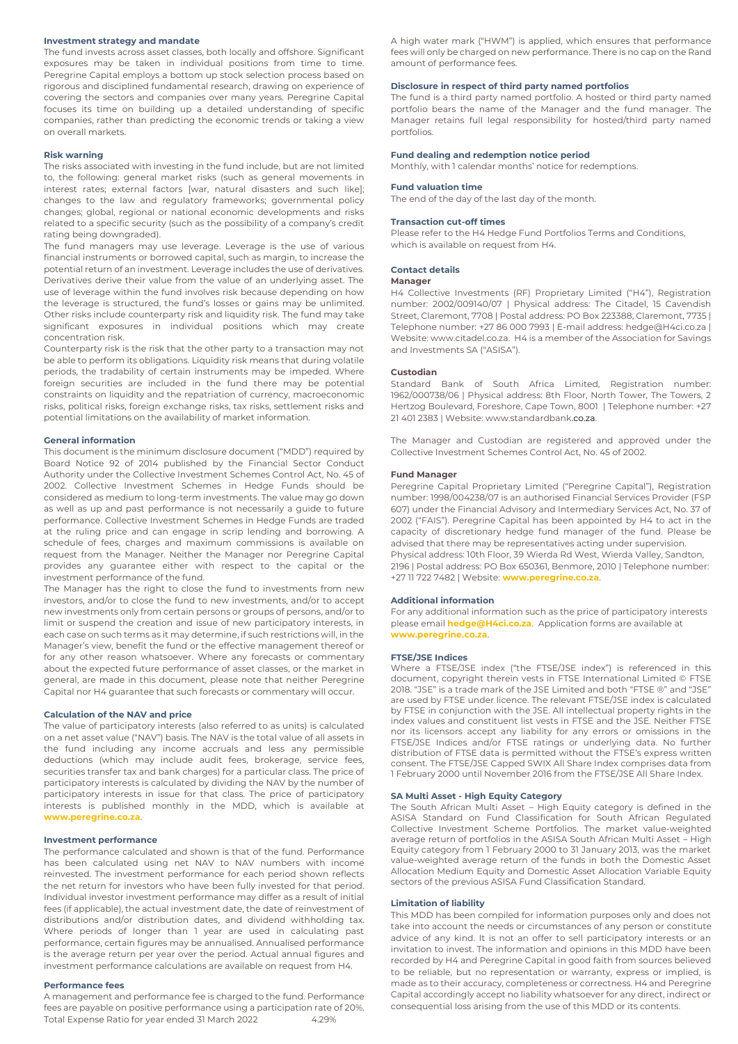### Investment strategy and mandate

The fund invests across asset classes, both locally and offshore. Significant exposures may be taken in individual positions from time to time. Peregrine Capital employs a bottom up stock selection process based on rigorous and disciplined fundamental research, drawing on experience of covering the sectors and companies over many years. Peregrine Capital focuses its time on building up a detailed understanding of specific companies, rather than predicting the economic trends or taking a view on overall markets.

### Risk warning

The risks associated with investing in the fund include, but are not limited to, the following: general market risks (such as general movements in interest rates; external factors [war, natural disasters and such like]; changes to the law and regulatory frameworks; governmental policy changes; global, regional or national economic developments and risks related to a specific security (such as the possibility of a company's credit rating being downgraded).

The fund managers may use leverage. Leverage is the use of various financial instruments or borrowed capital, such as margin, to increase the potential return of an investment. Leverage includes the use of derivatives. Derivatives derive their value from the value of an underlying asset. The use of leverage within the fund involves risk because depending on how the leverage is structured, the fund's losses or gains may be unlimited. Other risks include counterparty risk and liquidity risk. The fund may take significant exposures in individual positions which may create concentration risk.

Counterparty risk is the risk that the other party to a transaction may not be able to perform its obligations. Liquidity risk means that during volatile periods, the tradability of certain instruments may be impeded. Where foreign securities are included in the fund there may be potential constraints on liquidity and the repatriation of currency, macroeconomic risks, political risks, foreign exchange risks, tax risks, settlement risks and potential limitations on the availability of market information.

### General information

This document is the minimum disclosure document ("MDD") required by Board Notice 92 of 2014 published by the Financial Sector Conduct Authority under the Collective Investment Schemes Control Act, No. 45 of 2002. Collective Investment Schemes in Hedge Funds should be considered as medium to long-term investments. The value may go down as well as up and past performance is not necessarily a guide to future performance. Collective Investment Schemes in Hedge Funds are traded at the ruling price and can engage in scrip lending and borrowing. A schedule of fees, charges and maximum commissions is available on request from the Manager. Neither the Manager nor Peregrine Capital provides any guarantee either with respect to the capital or the investment performance of the fund.

The Manager has the right to close the fund to investments from new investors, and/or to close the fund to new investments, and/or to accept new investments only from certain persons or groups of persons, and/or to limit or suspend the creation and issue of new participatory interests, in each case on such terms as it may determine, if such restrictions will, in the Manager's view, benefit the fund or the effective management thereof or for any other reason whatsoever. Where any forecasts or commentary about the expected future performance of asset classes, or the market in general, are made in this document, please note that neither Peregrine Capital nor H4 guarantee that such forecasts or commentary will occur.

### Calculation of the NAV and price

The value of participatory interests (also referred to as units) is calculated on a net asset value ("NAV") basis. The NAV is the total value of all assets in the fund including any income accruals and less any permissible deductions (which may include audit fees, brokerage, service fees, securities transfer tax and bank charges) for a particular class. The price of participatory interests is calculated by dividing the NAV by the number of participatory interests in issue for that class. The price of participatory interests is published monthly in the MDD, which is available at **www.peregrine.co.za**.

### Investment performance

The performance calculated and shown is that of the fund. Performance has been calculated using net NAV to NAV numbers with income reinvested. The investment performance for each period shown reflects the net return for investors who have been fully invested for that period. Individual investor investment performance may differ as a result of initial fees (if applicable), the actual investment date, the date of reinvestment of distributions and/or distribution dates, and dividend withholding tax. Where periods of longer than 1 year are used in calculating past performance, certain figures may be annualised. Annualised performance is the average return per year over the period. Actual annual figures and investment performance calculations are available on request from H4.

### Performance fees

A management and performance fee is charged to the fund. Performance fees are payable on positive performance using a participation rate of 20%.

Total Expense Ratio for year ended 31 March 2022 4.29%

A high water mark ("HWM") is applied, which ensures that performance fees will only be charged on new performance. There is no cap on the Rand amount of performance fees.

### Disclosure in respect of third party named portfolios

The fund is a third party named portfolio. A hosted or third party named portfolio bears the name of the Manager and the fund manager. The Manager retains full legal responsibility for hosted/third party named portfolios.

### Fund dealing and redemption notice period

Monthly, with 1 calendar months' notice for redemptions.

### Fund valuation time

The end of the day of the last day of the month.

### Transaction cut-off times

Please refer to the H4 Hedge Fund Portfolios Terms and Conditions, which is available on request from H4.

### Contact details

**Manager**

H4 Collective Investments (RF) Proprietary Limited ("H4"), Registration number: 2002/009140/07 | Physical address: The Citadel, 15 Cavendish Street, Claremont, 7708 | Postal address: PO Box 223388, Claremont, 7735 | Telephone number: +27 86 000 7993 | E-mail address: hedge@H4ci.co.za | Website: www.citadel.co.za. H4 is a member of the Association for Savings and Investments SA ("ASISA").

### Custodian

Standard Bank of South Africa Limited, Registration number: 1962/000738/06 | Physical address: 8th Floor, North Tower, The Towers, 2 Hertzog Boulevard, Foreshore, Cape Town, 8001 | Telephone number: +27 21 401 2383 | Website: www.standardbank.co.za.

The Manager and Custodian are registered and approved under the Collective Investment Schemes Control Act, No. 45 of 2002.

### Fund Manager

Peregrine Capital Proprietary Limited ("Peregrine Capital"), Registration number: 1998/004238/07 is an authorised Financial Services Provider (FSP 607) under the Financial Advisory and Intermediary Services Act, No. 37 of 2002 ("FAIS"). Peregrine Capital has been appointed by H4 to act in the capacity of discretionary hedge fund manager of the fund. Please be advised that there may be representatives acting under supervision.

Physical address: 10th Floor, 39 Wierda Rd West, Wierda Valley, Sandton, 2196 | Postal address: PO Box 650361, Benmore, 2010 | Telephone number: +27 11 722 7482 | Website: **www.peregrine.co.za**.

### Additional information

For any additional information such as the price of participatory interests please email **hedge@H4ci.co.za**. Application forms are available at **www.peregrine.co.za**.

### FTSE/JSE Indices

Where a FTSE/JSE index ("the FTSE/JSE index") is referenced in this document, copyright therein vests in FTSE International Limited © FTSE 2018. "JSE" is a trade mark of the JSE Limited and both "FTSE ®" and "JSE" are used by FTSE under licence. The relevant FTSE/JSE index is calculated by FTSE in conjunction with the JSE. All intellectual property rights in the index values and constituent list vests in FTSE and the JSE. Neither FTSE nor its licensors accept any liability for any errors or omissions in the FTSE/JSE Indices and/or FTSE ratings or underlying data. No further distribution of FTSE data is permitted without the FTSE's express written consent. The FTSE/JSE Capped SWIX All Share Index comprises data from 1 February 2000 until November 2016 from the FTSE/JSE All Share Index.

### SA Multi Asset - High Equity Category

The South African Multi Asset – High Equity category is defined in the ASISA Standard on Fund Classification for South African Regulated Collective Investment Scheme Portfolios. The market value-weighted average return of portfolios in the ASISA South African Multi Asset – High Equity category from 1 February 2000 to 31 January 2013, was the market value-weighted average return of the funds in both the Domestic Asset Allocation Medium Equity and Domestic Asset Allocation Variable Equity sectors of the previous ASISA Fund Classification Standard.

### Limitation of liability

This MDD has been compiled for information purposes only and does not take into account the needs or circumstances of any person or constitute advice of any kind. It is not an offer to sell participatory interests or an invitation to invest. The information and opinions in this MDD have been recorded by H4 and Peregrine Capital in good faith from sources believed to be reliable, but no representation or warranty, express or implied, is made as to their accuracy, completeness or correctness. H4 and Peregrine Capital accordingly accept no liability whatsoever for any direct, indirect or consequential loss arising from the use of this MDD or its contents.